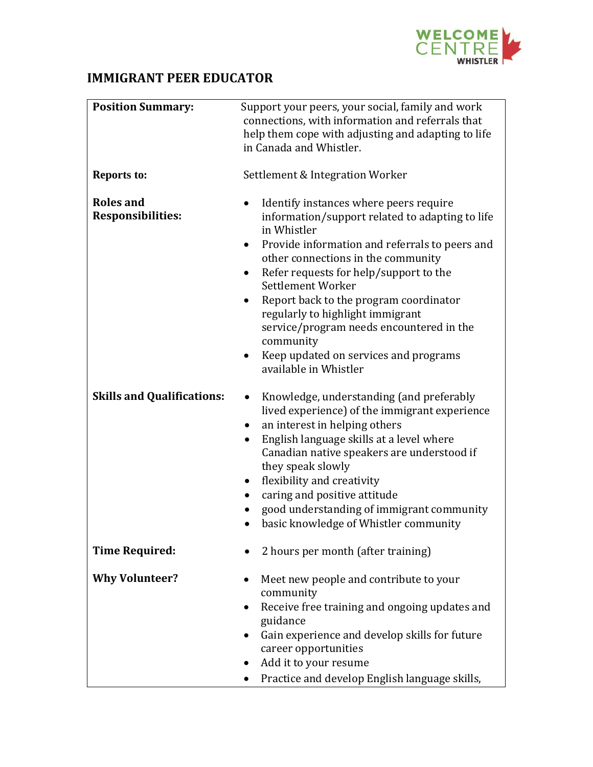WELCOME CENTRE WHISTLER

# IMMIGRANT PEER EDUCATOR

| | |
|---|---|
| **Position Summary:** | Support your peers, your social, family and work connections, with information and referrals that help them cope with adjusting and adapting to life in Canada and Whistler. |
| **Reports to:** | Settlement & Integration Worker |
| **Roles and Responsibilities:** | • Identify instances where peers require information/support related to adapting to life in Whistler<br>• Provide information and referrals to peers and other connections in the community<br>• Refer requests for help/support to the Settlement Worker<br>• Report back to the program coordinator regularly to highlight immigrant service/program needs encountered in the community<br>• Keep updated on services and programs available in Whistler |
| **Skills and Qualifications:** | • Knowledge, understanding (and preferably lived experience) of the immigrant experience<br>• an interest in helping others<br>• English language skills at a level where Canadian native speakers are understood if they speak slowly<br>• flexibility and creativity<br>• caring and positive attitude<br>• good understanding of immigrant community<br>• basic knowledge of Whistler community |
| **Time Required:** | • 2 hours per month (after training) |
| **Why Volunteer?** | • Meet new people and contribute to your community<br>• Receive free training and ongoing updates and guidance<br>• Gain experience and develop skills for future career opportunities<br>• Add it to your resume<br>• Practice and develop English language skills, |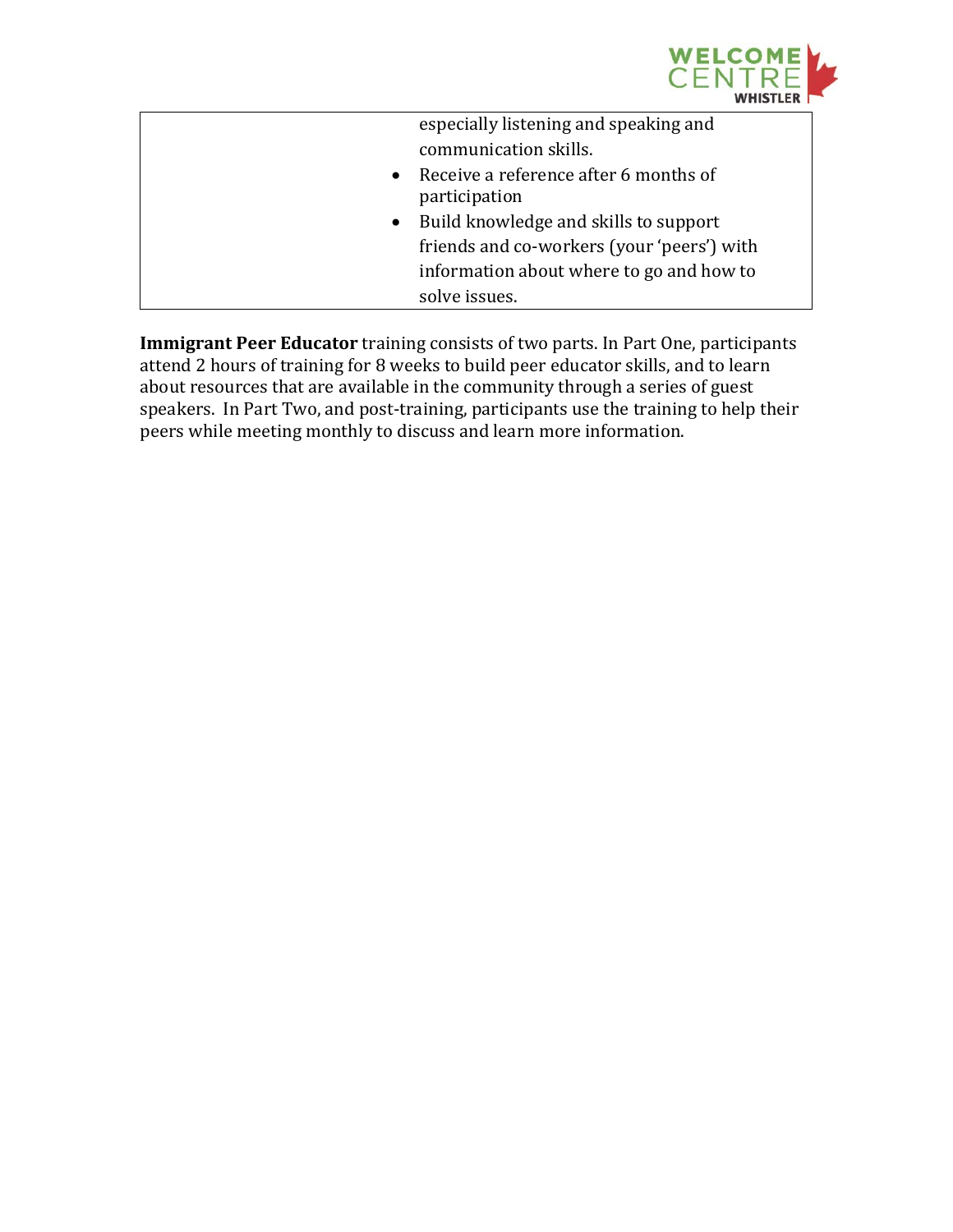| | |
|---|---|
| | especially listening and speaking and communication skills.<br>• Receive a reference after 6 months of participation<br>• Build knowledge and skills to support friends and co-workers (your 'peers') with information about where to go and how to solve issues. |

**Immigrant Peer Educator** training consists of two parts. In Part One, participants attend 2 hours of training for 8 weeks to build peer educator skills, and to learn about resources that are available in the community through a series of guest speakers. In Part Two, and post-training, participants use the training to help their peers while meeting monthly to discuss and learn more information.